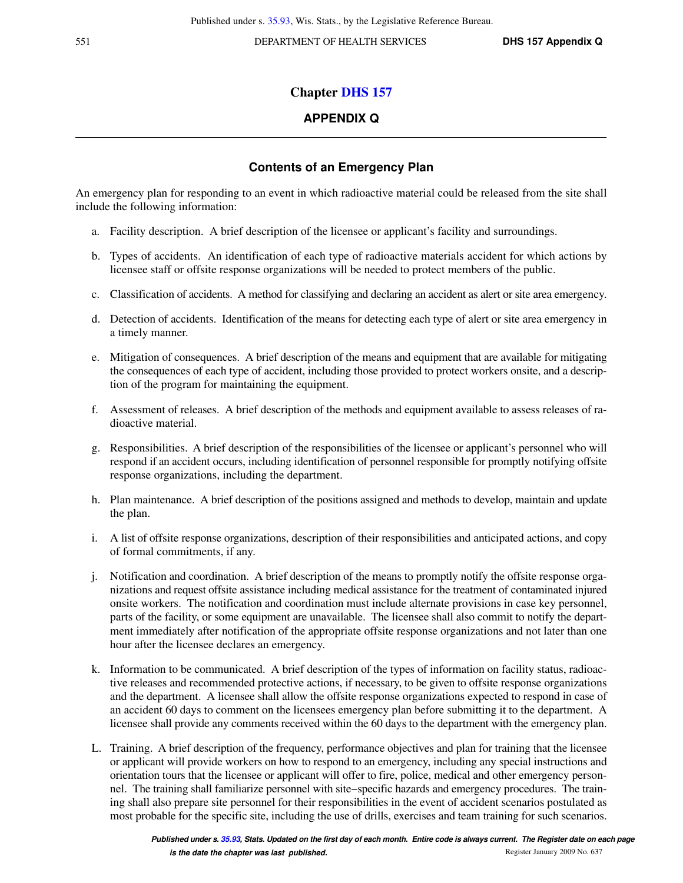# Chapter DHS 157

## APPENDIX Q

### Contents of an Emergency Plan

An emergency plan for responding to an event in which radioactive material could be released from the site shall include the following information:

a. Facility description. A brief description of the licensee or applicant's facility and surroundings.

b. Types of accidents. An identification of each type of radioactive materials accident for which actions by licensee staff or offsite response organizations will be needed to protect members of the public.

c. Classification of accidents. A method for classifying and declaring an accident as alert or site area emergency.

d. Detection of accidents. Identification of the means for detecting each type of alert or site area emergency in a timely manner.

e. Mitigation of consequences. A brief description of the means and equipment that are available for mitigating the consequences of each type of accident, including those provided to protect workers onsite, and a description of the program for maintaining the equipment.

f. Assessment of releases. A brief description of the methods and equipment available to assess releases of radioactive material.

g. Responsibilities. A brief description of the responsibilities of the licensee or applicant's personnel who will respond if an accident occurs, including identification of personnel responsible for promptly notifying offsite response organizations, including the department.

h. Plan maintenance. A brief description of the positions assigned and methods to develop, maintain and update the plan.

i. A list of offsite response organizations, description of their responsibilities and anticipated actions, and copy of formal commitments, if any.

j. Notification and coordination. A brief description of the means to promptly notify the offsite response organizations and request offsite assistance including medical assistance for the treatment of contaminated injured onsite workers. The notification and coordination must include alternate provisions in case key personnel, parts of the facility, or some equipment are unavailable. The licensee shall also commit to notify the department immediately after notification of the appropriate offsite response organizations and not later than one hour after the licensee declares an emergency.

k. Information to be communicated. A brief description of the types of information on facility status, radioactive releases and recommended protective actions, if necessary, to be given to offsite response organizations and the department. A licensee shall allow the offsite response organizations expected to respond in case of an accident 60 days to comment on the licensees emergency plan before submitting it to the department. A licensee shall provide any comments received within the 60 days to the department with the emergency plan.

L. Training. A brief description of the frequency, performance objectives and plan for training that the licensee or applicant will provide workers on how to respond to an emergency, including any special instructions and orientation tours that the licensee or applicant will offer to fire, police, medical and other emergency personnel. The training shall familiarize personnel with site–specific hazards and emergency procedures. The training shall also prepare site personnel for their responsibilities in the event of accident scenarios postulated as most probable for the specific site, including the use of drills, exercises and team training for such scenarios.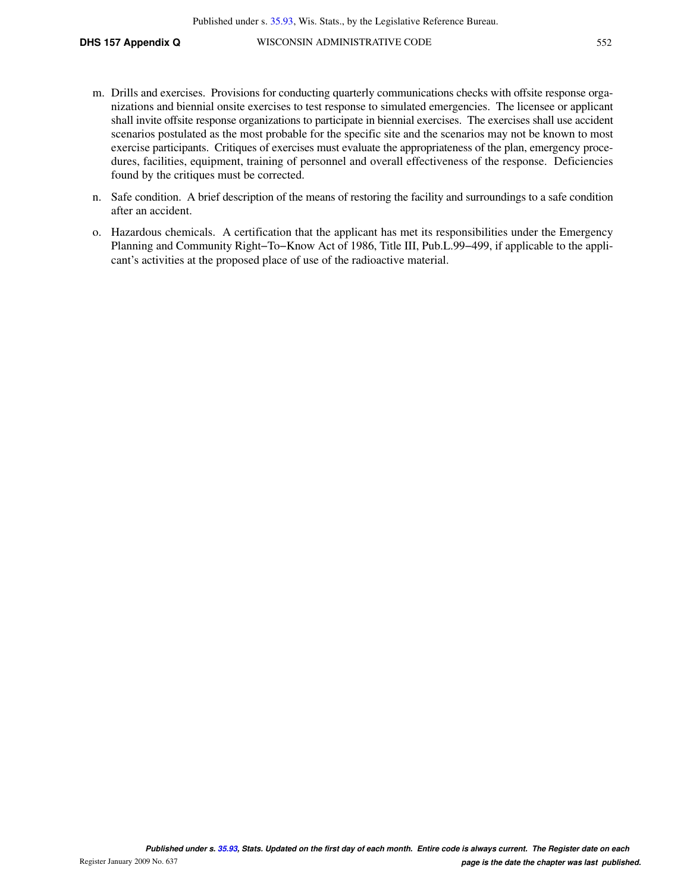m. Drills and exercises. Provisions for conducting quarterly communications checks with offsite response organizations and biennial onsite exercises to test response to simulated emergencies. The licensee or applicant shall invite offsite response organizations to participate in biennial exercises. The exercises shall use accident scenarios postulated as the most probable for the specific site and the scenarios may not be known to most exercise participants. Critiques of exercises must evaluate the appropriateness of the plan, emergency procedures, facilities, equipment, training of personnel and overall effectiveness of the response. Deficiencies found by the critiques must be corrected.

n. Safe condition. A brief description of the means of restoring the facility and surroundings to a safe condition after an accident.

o. Hazardous chemicals. A certification that the applicant has met its responsibilities under the Emergency Planning and Community Right−To−Know Act of 1986, Title III, Pub.L.99−499, if applicable to the applicant's activities at the proposed place of use of the radioactive material.